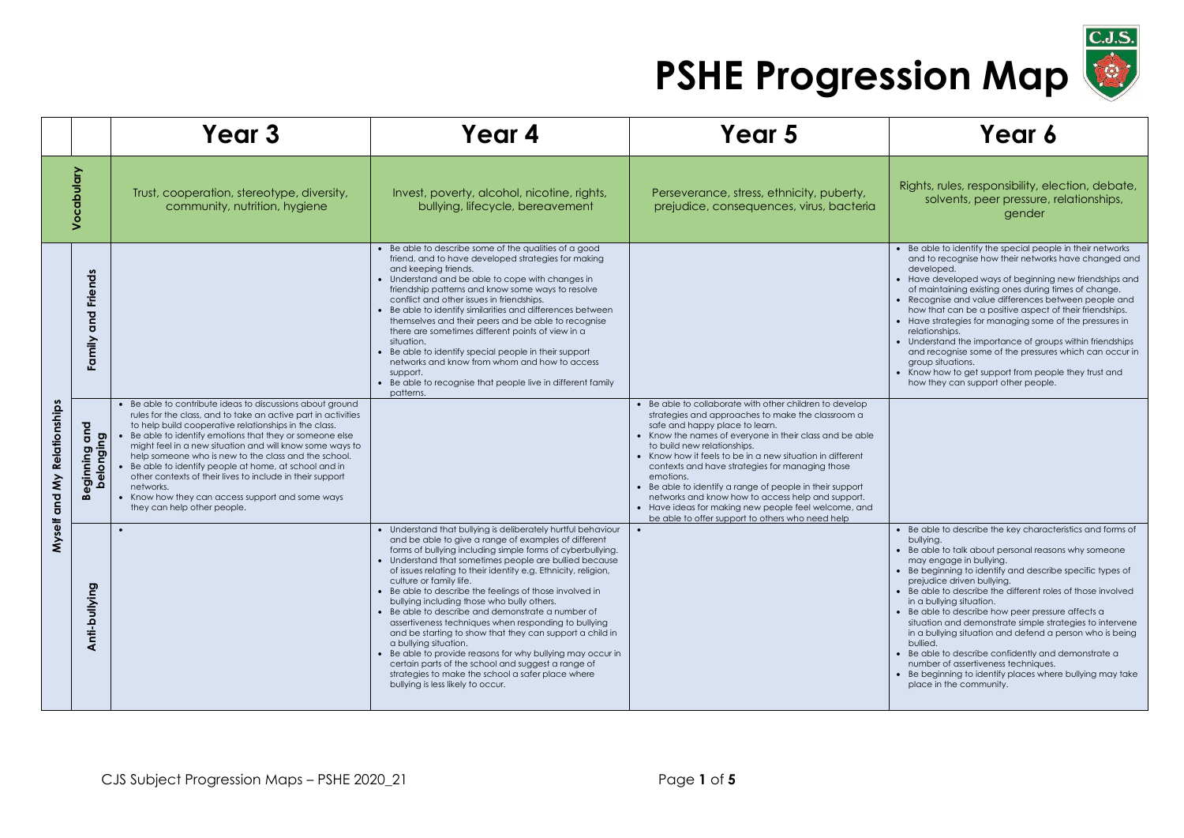# PSHE Progression Map

| | | Year 3 | Year 4 | Year 5 | Year 6 |
|---|---|---|---|---|---|
| Vocabulary | | Trust, cooperation, stereotype, diversity, community, nutrition, hygiene | Invest, poverty, alcohol, nicotine, rights, bullying, lifecycle, bereavement | Perseverance, stress, ethnicity, puberty, prejudice, consequences, virus, bacteria | Rights, rules, responsibility, election, debate, solvents, peer pressure, relationships, gender |
| Myself and My Relationships | Family and Friends | | • Be able to describe some of the qualities of a good friend, and to have developed strategies for making and keeping friends.<br>• Understand and be able to cope with changes in friendship patterns and know some ways to resolve conflict and other issues in friendships.<br>• Be able to identify similarities and differences between themselves and their peers and be able to recognise there are sometimes different points of view in a situation.<br>• Be able to identify special people in their support networks and know from whom and how to access support.<br>• Be able to recognise that people live in different family patterns. | | • Be able to identify the special people in their networks and to recognise how their networks have changed and developed.<br>• Have developed ways of beginning new friendships and of maintaining existing ones during times of change.<br>• Recognise and value differences between people and how that can be a positive aspect of their friendships.<br>• Have strategies for managing some of the pressures in relationships.<br>• Understand the importance of groups within friendships and recognise some of the pressures which can occur in group situations.<br>• Know how to get support from people they trust and how they can support other people. |
| | Beginning and belonging | • Be able to contribute ideas to discussions about ground rules for the class, and to take an active part in activities to help build cooperative relationships in the class.<br>• Be able to identify emotions that they or someone else might feel in a new situation and will know some ways to help someone who is new to the class and the school.<br>• Be able to identify people at home, at school and in other contexts of their lives to include in their support networks.<br>• Know how they can access support and some ways they can help other people. | | • Be able to collaborate with other children to develop strategies and approaches to make the classroom a safe and happy place to learn.<br>• Know the names of everyone in their class and be able to build new relationships.<br>• Know how it feels to be in a new situation in different contexts and have strategies for managing those emotions.<br>• Be able to identify a range of people in their support networks and know how to access help and support.<br>• Have ideas for making new people feel welcome, and be able to offer support to others who need help | |
| | Anti-bullying | • | • Understand that bullying is deliberately hurtful behaviour and be able to give a range of examples of different forms of bullying including simple forms of cyberbullying.<br>• Understand that sometimes people are bullied because of issues relating to their identity e.g. Ethnicity, religion, culture or family life.<br>• Be able to describe the feelings of those involved in bullying including those who bully others.<br>• Be able to describe and demonstrate a number of assertiveness techniques when responding to bullying and be starting to show that they can support a child in a bullying situation.<br>• Be able to provide reasons for why bullying may occur in certain parts of the school and suggest a range of strategies to make the school a safer place where bullying is less likely to occur. | • | • Be able to describe the key characteristics and forms of bullying.<br>• Be able to talk about personal reasons why someone may engage in bullying.<br>• Be beginning to identify and describe specific types of prejudice driven bullying.<br>• Be able to describe the different roles of those involved in a bullying situation.<br>• Be able to describe how peer pressure affects a situation and demonstrate simple strategies to intervene in a bullying situation and defend a person who is being bullied.<br>• Be able to describe confidently and demonstrate a number of assertiveness techniques.<br>• Be beginning to identify places where bullying may take place in the community. |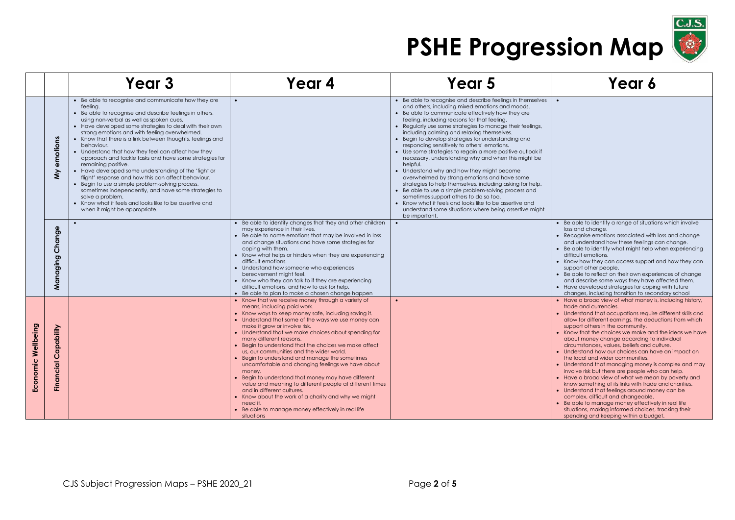# PSHE Progression Map

| | | Year 3 | Year 4 | Year 5 | Year 6 |
|---|---|---|---|---|---|
| | My emotions | • Be able to recognise and communicate how they are feeling.<br>• Be able to recognise and describe feelings in others, using non-verbal as well as spoken cues.<br>• Have developed some strategies to deal with their own strong emotions and with feeling overwhelmed.<br>• Know that there is a link between thoughts, feelings and behaviour.<br>• Understand that how they feel can affect how they approach and tackle tasks and have some strategies for remaining positive.<br>• Have developed some understanding of the 'fight or flight' response and how this can affect behaviour.<br>• Begin to use a simple problem-solving process, sometimes independently, and have some strategies to solve a problem.<br>• Know what it feels and looks like to be assertive and when it might be appropriate. | • | • Be able to recognise and describe feelings in themselves and others, including mixed emotions and moods.<br>• Be able to communicate effectively how they are feeling, including reasons for that feeling.<br>• Regularly use some strategies to manage their feelings, including calming and relaxing themselves.<br>• Begin to develop strategies for understanding and responding sensitively to others' emotions.<br>• Use some strategies to regain a more positive outlook if necessary, understanding why and when this might be helpful.<br>• Understand why and how they might become overwhelmed by strong emotions and have some strategies to help themselves, including asking for help.<br>• Be able to use a simple problem-solving process and sometimes support others to do so too.<br>• Know what it feels and looks like to be assertive and understand some situations where being assertive might be important. | • |
| | Managing Change | • | • Be able to identify changes that they and other children may experience in their lives.<br>• Be able to name emotions that may be involved in loss and change situations and have some strategies for coping with them.<br>• Know what helps or hinders when they are experiencing difficult emotions.<br>• Understand how someone who experiences bereavement might feel.<br>• Know who they can talk to if they are experiencing difficult emotions, and how to ask for help.<br>• Be able to plan to make a chosen change happen | • | • Be able to identify a range of situations which involve loss and change.<br>• Recognise emotions associated with loss and change and understand how these feelings can change.<br>• Be able to identify what might help when experiencing difficult emotions.<br>• Know how they can access support and how they can support other people.<br>• Be able to reflect on their own experiences of change and describe some ways they have affected them.<br>• Have developed strategies for coping with future changes, including transition to secondary school |
| Economic Wellbeing | Financial Capability | | • Know that we receive money through a variety of means, including paid work.<br>• Know ways to keep money safe, including saving it.<br>• Understand that some of the ways we use money can make it grow or involve risk.<br>• Understand that we make choices about spending for many different reasons.<br>• Begin to understand that the choices we make affect us, our communities and the wider world.<br>• Begin to understand and manage the sometimes uncomfortable and changing feelings we have about money.<br>• Begin to understand that money may have different value and meaning to different people at different times and in different cultures.<br>• Know about the work of a charity and why we might need it.<br>• Be able to manage money effectively in real life situations | • | • Have a broad view of what money is, including history, trade and currencies.<br>• Understand that occupations require different skills and allow for different earnings, the deductions from which support others in the community.<br>• Know that the choices we make and the ideas we have about money change according to individual circumstances, values, beliefs and culture.<br>• Understand how our choices can have an impact on the local and wider communities.<br>• Understand that managing money is complex and may involve risk but there are people who can help.<br>• Have a broad view of what we mean by poverty and know something of its links with trade and charities.<br>• Understand that feelings around money can be complex, difficult and changeable.<br>• Be able to manage money effectively in real life situations, making informed choices, tracking their spending and keeping within a budget. |

CJS Subject Progression Maps – PSHE 2020_21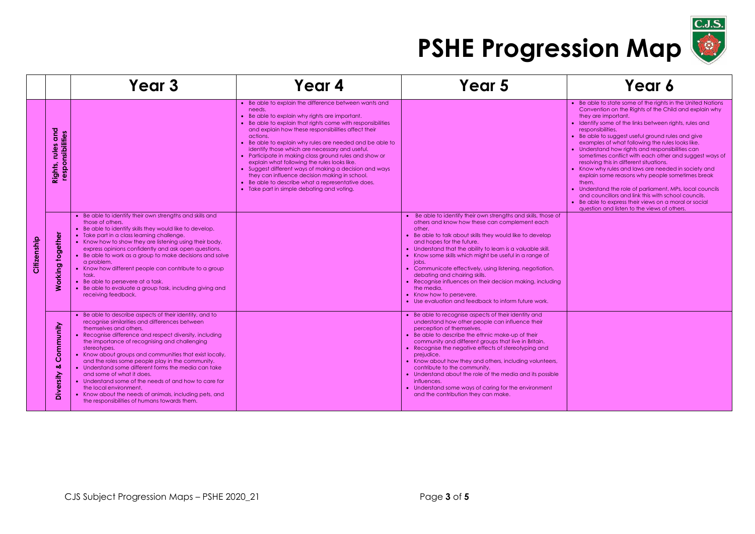# PSHE Progression Map

| | | Year 3 | Year 4 | Year 5 | Year 6 |
|---|---|---|---|---|---|
| Citizenship | Rights, rules and responsibilities | | • Be able to explain the difference between wants and needs.<br>• Be able to explain why rights are important.<br>• Be able to explain that rights come with responsibilities and explain how these responsibilities affect their actions.<br>• Be able to explain why rules are needed and be able to identify those which are necessary and useful.<br>• Participate in making class ground rules and show or explain what following the rules looks like.<br>• Suggest different ways of making a decision and ways they can influence decision making in school.<br>• Be able to describe what a representative does.<br>• Take part in simple debating and voting. | | • Be able to state some of the rights in the United Nations Convention on the Rights of the Child and explain why they are important.<br>• Identify some of the links between rights, rules and responsibilities.<br>• Be able to suggest useful ground rules and give examples of what following the rules looks like.<br>• Understand how rights and responsibilities can sometimes conflict with each other and suggest ways of resolving this in different situations.<br>• Know why rules and laws are needed in society and explain some reasons why people sometimes break them.<br>• Understand the role of parliament, MPs, local councils and councillors and link this with school councils.<br>• Be able to express their views on a moral or social question and listen to the views of others. |
| | Working together | • Be able to identify their own strengths and skills and those of others.<br>• Be able to identify skills they would like to develop.<br>• Take part in a class learning challenge.<br>• Know how to show they are listening using their body, express opinions confidently and ask open questions.<br>• Be able to work as a group to make decisions and solve a problem.<br>• Know how different people can contribute to a group task.<br>• Be able to persevere at a task.<br>• Be able to evaluate a group task, including giving and receiving feedback. | | • Be able to identify their own strengths and skills, those of others and know how these can complement each other.<br>• Be able to talk about skills they would like to develop and hopes for the future.<br>• Understand that the ability to learn is a valuable skill.<br>• Know some skills which might be useful in a range of jobs.<br>• Communicate effectively, using listening, negotiation, debating and chairing skills.<br>• Recognise influences on their decision making, including the media.<br>• Know how to persevere.<br>• Use evaluation and feedback to inform future work. | |
| | Diversity & Community | • Be able to describe aspects of their identity, and to recognise similarities and differences between themselves and others.<br>• Recognise difference and respect diversity, including the importance of recognising and challenging stereotypes.<br>• Know about groups and communities that exist locally, and the roles some people play in the community.<br>• Understand some different forms the media can take and some of what it does.<br>• Understand some of the needs of and how to care for the local environment.<br>• Know about the needs of animals, including pets, and the responsibilities of humans towards them. | | • Be able to recognise aspects of their identity and understand how other people can influence their perception of themselves.<br>• Be able to describe the ethnic make-up of their community and different groups that live in Britain.<br>• Recognise the negative effects of stereotyping and prejudice.<br>• Know about how they and others, including volunteers, contribute to the community.<br>• Understand about the role of the media and its possible influences.<br>• Understand some ways of caring for the environment and the contribution they can make. | |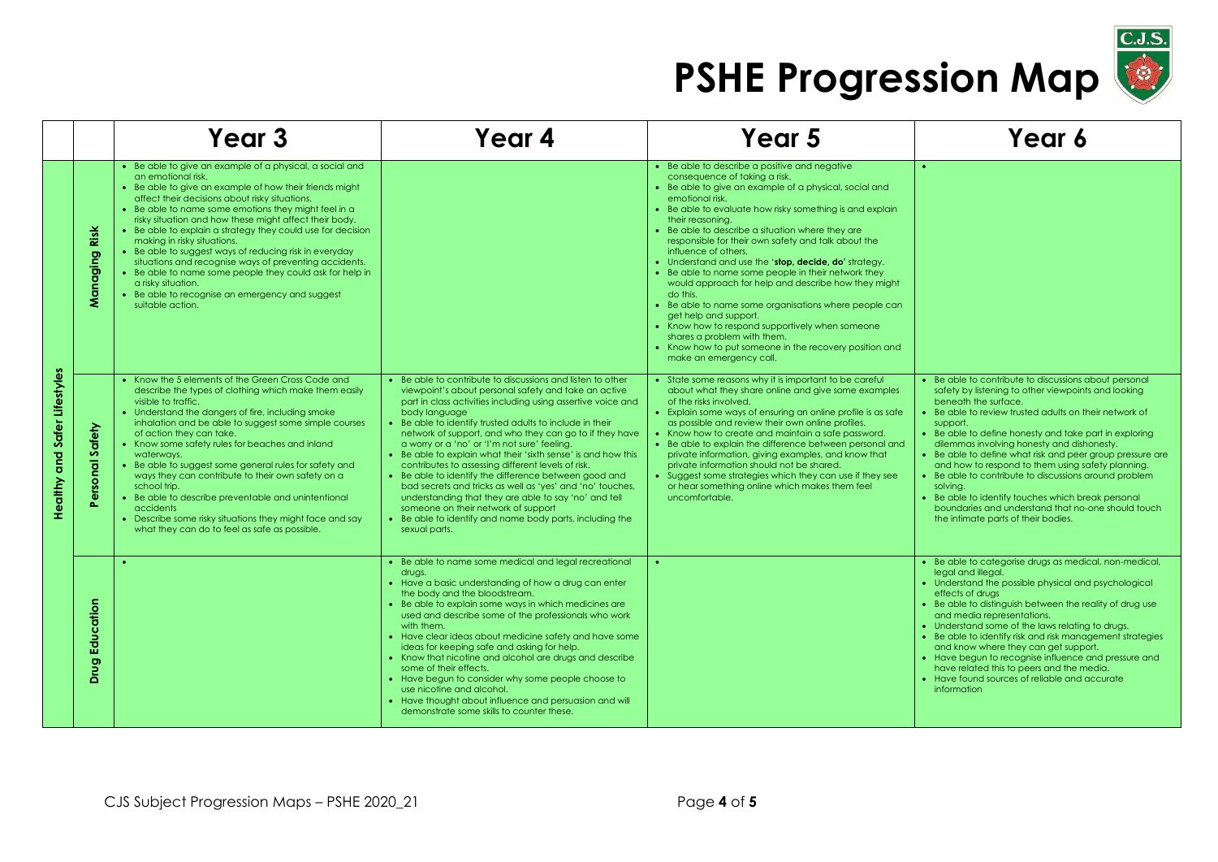# PSHE Progression Map

| | | Year 3 | Year 4 | Year 5 | Year 6 |
|---|---|---|---|---|---|
| Healthy and Safer Lifestyles | Managing Risk | • Be able to give an example of a physical, a social and an emotional risk.<br>• Be able to give an example of how their friends might affect their decisions about risky situations.<br>• Be able to name some emotions they might feel in a risky situation and how these might affect their body.<br>• Be able to explain a strategy they could use for decision making in risky situations.<br>• Be able to suggest ways of reducing risk in everyday situations and recognise ways of preventing accidents.<br>• Be able to name some people they could ask for help in a risky situation.<br>• Be able to recognise an emergency and suggest suitable action. | | • Be able to describe a positive and negative consequence of taking a risk.<br>• Be able to give an example of a physical, social and emotional risk.<br>• Be able to evaluate how risky something is and explain their reasoning.<br>• Be able to describe a situation where they are responsible for their own safety and talk about the influence of others.<br>• Understand and use the '**stop, decide, do**' strategy.<br>• Be able to name some people in their network they would approach for help and describe how they might do this.<br>• Be able to name some organisations where people can get help and support.<br>• Know how to respond supportively when someone shares a problem with them.<br>• Know how to put someone in the recovery position and make an emergency call. | • |
| | Personal Safety | • Know the 5 elements of the Green Cross Code and describe the types of clothing which make them easily visible to traffic.<br>• Understand the dangers of fire, including smoke inhalation and be able to suggest some simple courses of action they can take.<br>• Know some safety rules for beaches and inland waterways.<br>• Be able to suggest some general rules for safety and ways they can contribute to their own safety on a school trip.<br>• Be able to describe preventable and unintentional accidents<br>• Describe some risky situations they might face and say what they can do to feel as safe as possible. | • Be able to contribute to discussions and listen to other viewpoint's about personal safety and take an active part in class activities including using assertive voice and body language<br>• Be able to identify trusted adults to include in their network of support, and who they can go to if they have a worry or a 'no' or 'I'm not sure' feeling.<br>• Be able to explain what their 'sixth sense' is and how this contributes to assessing different levels of risk.<br>• Be able to identify the difference between good and bad secrets and tricks as well as 'yes' and 'no' touches, understanding that they are able to say 'no' and tell someone on their network of support<br>• Be able to identify and name body parts, including the sexual parts. | • State some reasons why it is important to be careful about what they share online and give some examples of the risks involved.<br>• Explain some ways of ensuring an online profile is as safe as possible and review their own online profiles.<br>• Know how to create and maintain a safe password.<br>• Be able to explain the difference between personal and private information, giving examples, and know that private information should not be shared.<br>• Suggest some strategies which they can use if they see or hear something online which makes them feel uncomfortable. | • Be able to contribute to discussions about personal safety by listening to other viewpoints and looking beneath the surface.<br>• Be able to review trusted adults on their network of support.<br>• Be able to define honesty and take part in exploring dilemmas involving honesty and dishonesty.<br>• Be able to define what risk and peer group pressure are and how to respond to them using safety planning.<br>• Be able to contribute to discussions around problem solving.<br>• Be able to identify touches which break personal boundaries and understand that no-one should touch the intimate parts of their bodies. |
| | Drug Education | • | • Be able to name some medical and legal recreational drugs.<br>• Have a basic understanding of how a drug can enter the body and the bloodstream.<br>• Be able to explain some ways in which medicines are used and describe some of the professionals who work with them.<br>• Have clear ideas about medicine safety and have some ideas for keeping safe and asking for help.<br>• Know that nicotine and alcohol are drugs and describe some of their effects.<br>• Have begun to consider why some people choose to use nicotine and alcohol.<br>• Have thought about influence and persuasion and will demonstrate some skills to counter these. | • | • Be able to categorise drugs as medical, non-medical, legal and illegal.<br>• Understand the possible physical and psychological effects of drugs<br>• Be able to distinguish between the reality of drug use and media representations.<br>• Understand some of the laws relating to drugs.<br>• Be able to identify risk and risk management strategies and know where they can get support.<br>• Have begun to recognise influence and pressure and have related this to peers and the media.<br>• Have found sources of reliable and accurate information |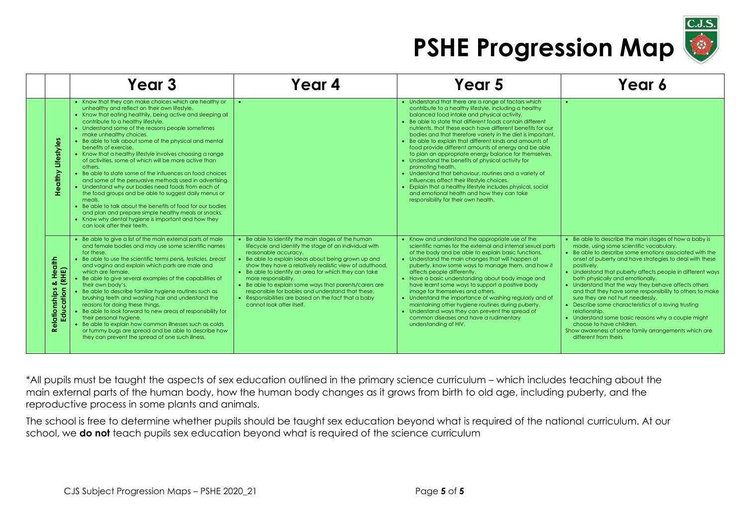# PSHE Progression Map

| | Year 3 | Year 4 | Year 5 | Year 6 |
|---|---|---|---|---|
| **Healthy Lifestyles** | • Know that they can make choices which are healthy or unhealthy and reflect on their own lifestyle.<br>• Know that eating healthily, being active and sleeping all contribute to a healthy lifestyle.<br>• Understand some of the reasons people sometimes make unhealthy choices.<br>• Be able to talk about some of the physical and mental benefits of exercise.<br>• Know that a healthy lifestyle involves choosing a range of activities, some of which will be more active than others.<br>• Be able to state some of the influences on food choices and some of the persuasive methods used in advertising.<br>• Understand why our bodies need foods from each of the food groups and be able to suggest daily menus or meals.<br>• Be able to talk about the benefits of food for our bodies and plan and prepare simple healthy meals or snacks.<br>• Know why dental hygiene is important and how they can look after their teeth. | • | • Understand that there are a range of factors which contribute to a healthy lifestyle, including a healthy balanced food intake and physical activity.<br>• Be able to state that different foods contain different nutrients, that these each have different benefits for our bodies and that therefore variety in the diet is important.<br>• Be able to explain that different kinds and amounts of food provide different amounts of energy and be able to plan an appropriate energy balance for themselves.<br>• Understand the benefits of physical activity for promoting health.<br>• Understand that behaviour, routines and a variety of influences affect their lifestyle choices.<br>• Explain that a healthy lifestyle includes physical, social and emotional health and how they can take responsibility for their own health. | • |
| **Relationships & Health Education (RHE)** | • Be able to give a list of the main external parts of male and female bodies and may use some scientific names for these.<br>• Be able to use the scientific terms *penis, testicles, breast* and *vagina* and explain which parts are male and which are female.<br>• Be able to give several examples of the capabilities of their own body's.<br>• Be able to describe familiar hygiene routines such as brushing teeth and washing hair and understand the reasons for doing these things.<br>• Be able to look forward to new areas of responsibility for their personal hygiene.<br>• Be able to explain how common illnesses such as colds or tummy bugs are spread and be able to describe how they can prevent the spread of one such illness. | • Be able to identify the main stages of the human lifecycle and identify the stage of an individual with reasonable accuracy.<br>• Be able to explain ideas about being grown up and show they have a relatively realistic view of adulthood.<br>• Be able to identify an area for which they can take more responsibility.<br>• Be able to explain some ways that parents/carers are responsible for babies and understand that these.<br>• Responsibilities are based on the fact that a baby cannot look after itself. | • Know and understand the appropriate use of the scientific names for the external and internal sexual parts of the body and be able to explain basic functions.<br>• Understand the main changes that will happen at puberty, know some ways to manage them, and how it affects people differently.<br>• Have a basic understanding about body image and have learnt some ways to support a positive body image for themselves and others.<br>• Understand the importance of washing regularly and of maintaining other hygiene routines during puberty.<br>• Understand ways they can prevent the spread of common diseases and have a rudimentary understanding of HIV. | • Be able to describe the main stages of how a baby is made, using some scientific vocabulary.<br>• Be able to describe some emotions associated with the onset of puberty and have strategies to deal with these positively.<br>• Understand that puberty affects people in different ways both physically and emotionally.<br>• Understand that the way they behave affects others and that they have some responsibility to others to make sure they are not hurt needlessly.<br>• Describe some characteristics of a loving trusting relationship.<br>• Understand some basic reasons why a couple might choose to have children.<br>Show awareness of some family arrangements which are different from theirs |

*All pupils must be taught the aspects of sex education outlined in the primary science curriculum – which includes teaching about the main external parts of the human body, how the human body changes as it grows from birth to old age, including puberty, and the reproductive process in some plants and animals.

The school is free to determine whether pupils should be taught sex education beyond what is required of the national curriculum. At our school, we **do not** teach pupils sex education beyond what is required of the science curriculum